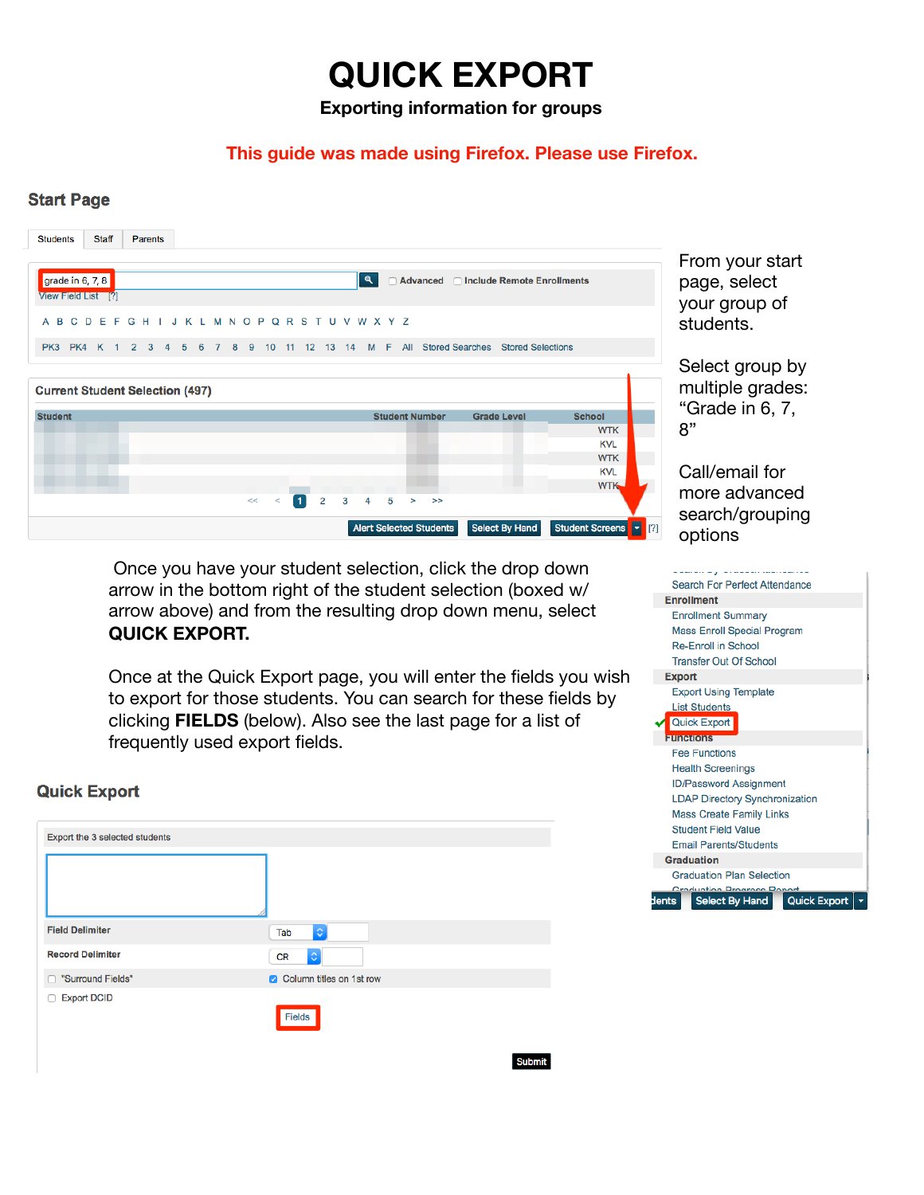# QUICK EXPORT

**Exporting information for groups**

**This guide was made using Firefox. Please use Firefox.**

## Start Page

From your start page, select your group of students.

Select group by multiple grades: "Grade in 6, 7, 8"

Call/email for more advanced search/grouping options

Once you have your student selection, click the drop down arrow in the bottom right of the student selection (boxed w/ arrow above) and from the resulting drop down menu, select **QUICK EXPORT.**

Once at the Quick Export page, you will enter the fields you wish to export for those students. You can search for these fields by clicking **FIELDS** (below). Also see the last page for a list of frequently used export fields.

## Quick Export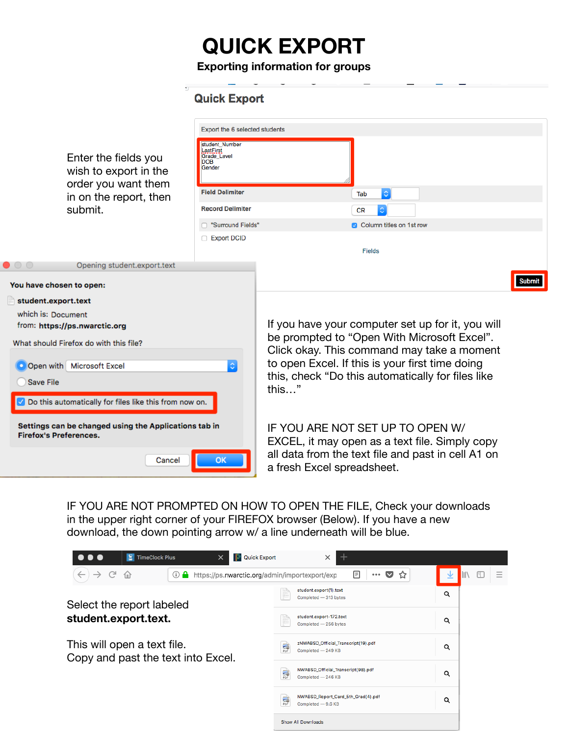# QUICK EXPORT

**Exporting information for groups**

Enter the fields you wish to export in the order you want them in on the report, then submit.

If you have your computer set up for it, you will be prompted to "Open With Microsoft Excel". Click okay. This command may take a moment to open Excel. If this is your first time doing this, check "Do this automatically for files like this…"

IF YOU ARE NOT SET UP TO OPEN W/ EXCEL, it may open as a text file. Simply copy all data from the text file and past in cell A1 on a fresh Excel spreadsheet.

IF YOU ARE NOT PROMPTED ON HOW TO OPEN THE FILE, Check your downloads in the upper right corner of your FIREFOX browser (Below). If you have a new download, the down pointing arrow w/ a line underneath will be blue.

Select the report labeled **student.export.text.**

This will open a text file.
Copy and past the text into Excel.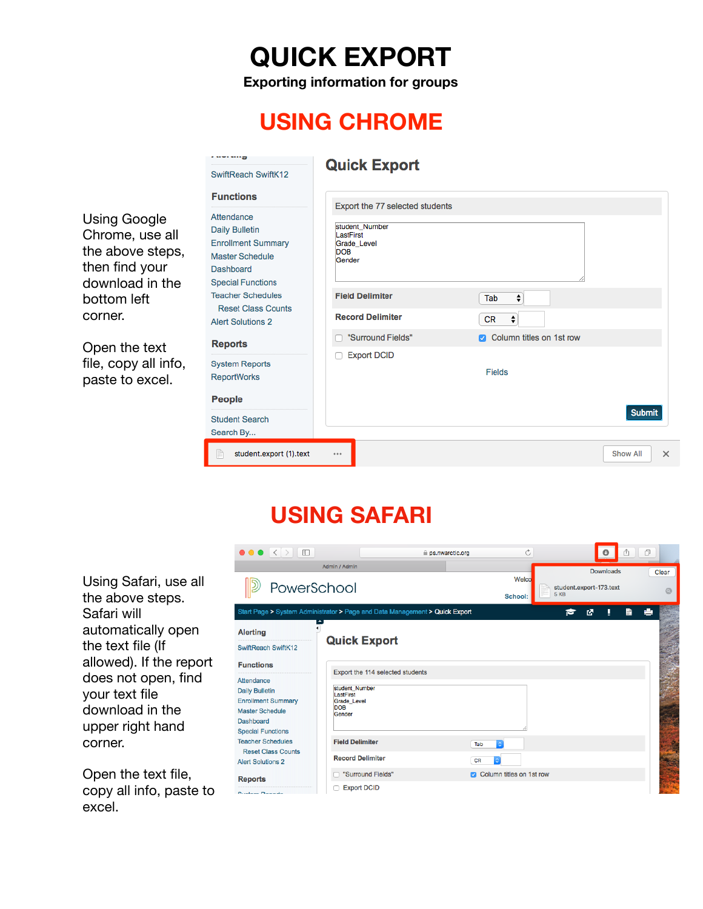# QUICK EXPORT

**Exporting information for groups**

## USING CHROME

Using Google Chrome, use all the above steps, then find your download in the bottom left corner.

Open the text file, copy all info, paste to excel.

## USING SAFARI

Using Safari, use all the above steps. Safari will automatically open the text file (If allowed). If the report does not open, find your text file download in the upper right hand corner.

Open the text file, copy all info, paste to excel.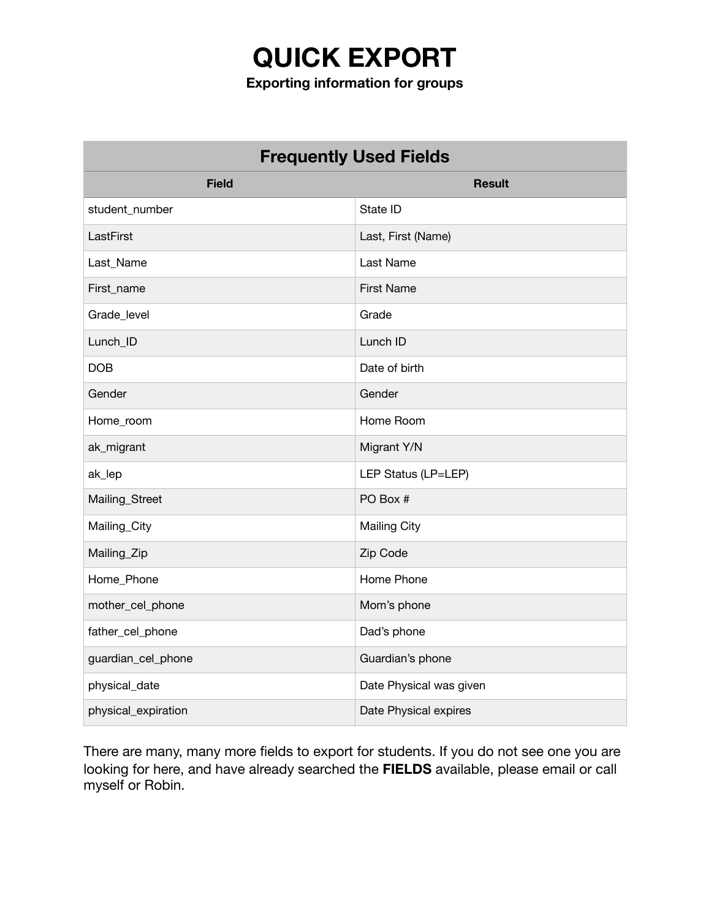# QUICK EXPORT

**Exporting information for groups**

| Frequently Used Fields | |
|---|---|
| **Field** | **Result** |
| student_number | State ID |
| LastFirst | Last, First (Name) |
| Last_Name | Last Name |
| First_name | First Name |
| Grade_level | Grade |
| Lunch_ID | Lunch ID |
| DOB | Date of birth |
| Gender | Gender |
| Home_room | Home Room |
| ak_migrant | Migrant Y/N |
| ak_lep | LEP Status (LP=LEP) |
| Mailing_Street | PO Box # |
| Mailing_City | Mailing City |
| Mailing_Zip | Zip Code |
| Home_Phone | Home Phone |
| mother_cel_phone | Mom's phone |
| father_cel_phone | Dad's phone |
| guardian_cel_phone | Guardian's phone |
| physical_date | Date Physical was given |
| physical_expiration | Date Physical expires |

There are many, many more fields to export for students. If you do not see one you are looking for here, and have already searched the **FIELDS** available, please email or call myself or Robin.